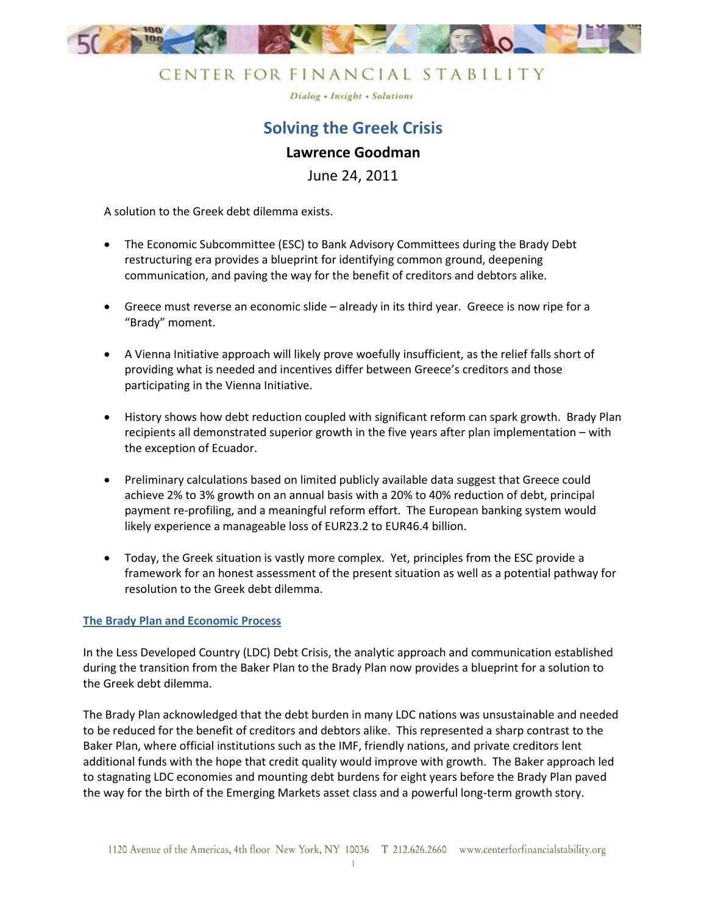CENTER FOR FINANCIAL STABILITY

*Dialog • Insight • Solutions*

# Solving the Greek Crisis

**Lawrence Goodman**

June 24, 2011

A solution to the Greek debt dilemma exists.

- The Economic Subcommittee (ESC) to Bank Advisory Committees during the Brady Debt restructuring era provides a blueprint for identifying common ground, deepening communication, and paving the way for the benefit of creditors and debtors alike.
- Greece must reverse an economic slide – already in its third year. Greece is now ripe for a "Brady" moment.
- A Vienna Initiative approach will likely prove woefully insufficient, as the relief falls short of providing what is needed and incentives differ between Greece's creditors and those participating in the Vienna Initiative.
- History shows how debt reduction coupled with significant reform can spark growth. Brady Plan recipients all demonstrated superior growth in the five years after plan implementation – with the exception of Ecuador.
- Preliminary calculations based on limited publicly available data suggest that Greece could achieve 2% to 3% growth on an annual basis with a 20% to 40% reduction of debt, principal payment re-profiling, and a meaningful reform effort. The European banking system would likely experience a manageable loss of EUR23.2 to EUR46.4 billion.
- Today, the Greek situation is vastly more complex. Yet, principles from the ESC provide a framework for an honest assessment of the present situation as well as a potential pathway for resolution to the Greek debt dilemma.

## The Brady Plan and Economic Process

In the Less Developed Country (LDC) Debt Crisis, the analytic approach and communication established during the transition from the Baker Plan to the Brady Plan now provides a blueprint for a solution to the Greek debt dilemma.

The Brady Plan acknowledged that the debt burden in many LDC nations was unsustainable and needed to be reduced for the benefit of creditors and debtors alike. This represented a sharp contrast to the Baker Plan, where official institutions such as the IMF, friendly nations, and private creditors lent additional funds with the hope that credit quality would improve with growth. The Baker approach led to stagnating LDC economies and mounting debt burdens for eight years before the Brady Plan paved the way for the birth of the Emerging Markets asset class and a powerful long-term growth story.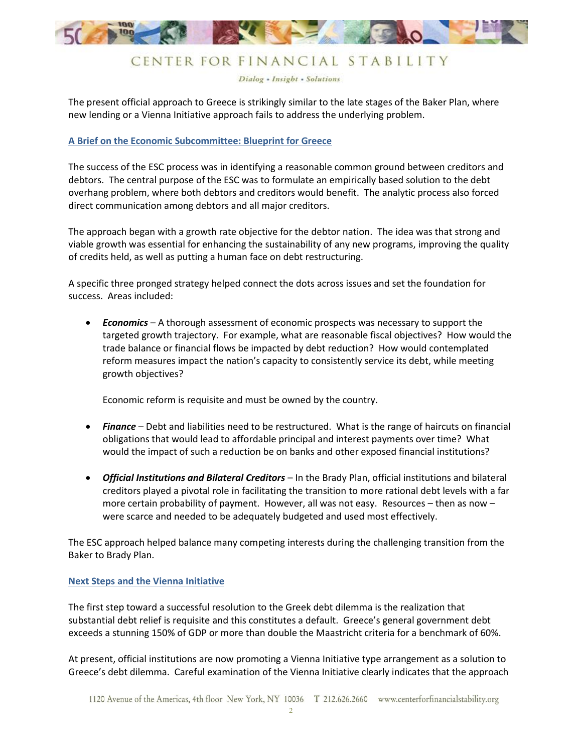The present official approach to Greece is strikingly similar to the late stages of the Baker Plan, where new lending or a Vienna Initiative approach fails to address the underlying problem.

## A Brief on the Economic Subcommittee: Blueprint for Greece

The success of the ESC process was in identifying a reasonable common ground between creditors and debtors. The central purpose of the ESC was to formulate an empirically based solution to the debt overhang problem, where both debtors and creditors would benefit. The analytic process also forced direct communication among debtors and all major creditors.

The approach began with a growth rate objective for the debtor nation. The idea was that strong and viable growth was essential for enhancing the sustainability of any new programs, improving the quality of credits held, as well as putting a human face on debt restructuring.

A specific three pronged strategy helped connect the dots across issues and set the foundation for success. Areas included:

- ***Economics*** – A thorough assessment of economic prospects was necessary to support the targeted growth trajectory. For example, what are reasonable fiscal objectives? How would the trade balance or financial flows be impacted by debt reduction? How would contemplated reform measures impact the nation's capacity to consistently service its debt, while meeting growth objectives?

  Economic reform is requisite and must be owned by the country.

- ***Finance*** – Debt and liabilities need to be restructured. What is the range of haircuts on financial obligations that would lead to affordable principal and interest payments over time? What would the impact of such a reduction be on banks and other exposed financial institutions?

- ***Official Institutions and Bilateral Creditors*** – In the Brady Plan, official institutions and bilateral creditors played a pivotal role in facilitating the transition to more rational debt levels with a far more certain probability of payment. However, all was not easy. Resources – then as now – were scarce and needed to be adequately budgeted and used most effectively.

The ESC approach helped balance many competing interests during the challenging transition from the Baker to Brady Plan.

## Next Steps and the Vienna Initiative

The first step toward a successful resolution to the Greek debt dilemma is the realization that substantial debt relief is requisite and this constitutes a default. Greece's general government debt exceeds a stunning 150% of GDP or more than double the Maastricht criteria for a benchmark of 60%.

At present, official institutions are now promoting a Vienna Initiative type arrangement as a solution to Greece's debt dilemma. Careful examination of the Vienna Initiative clearly indicates that the approach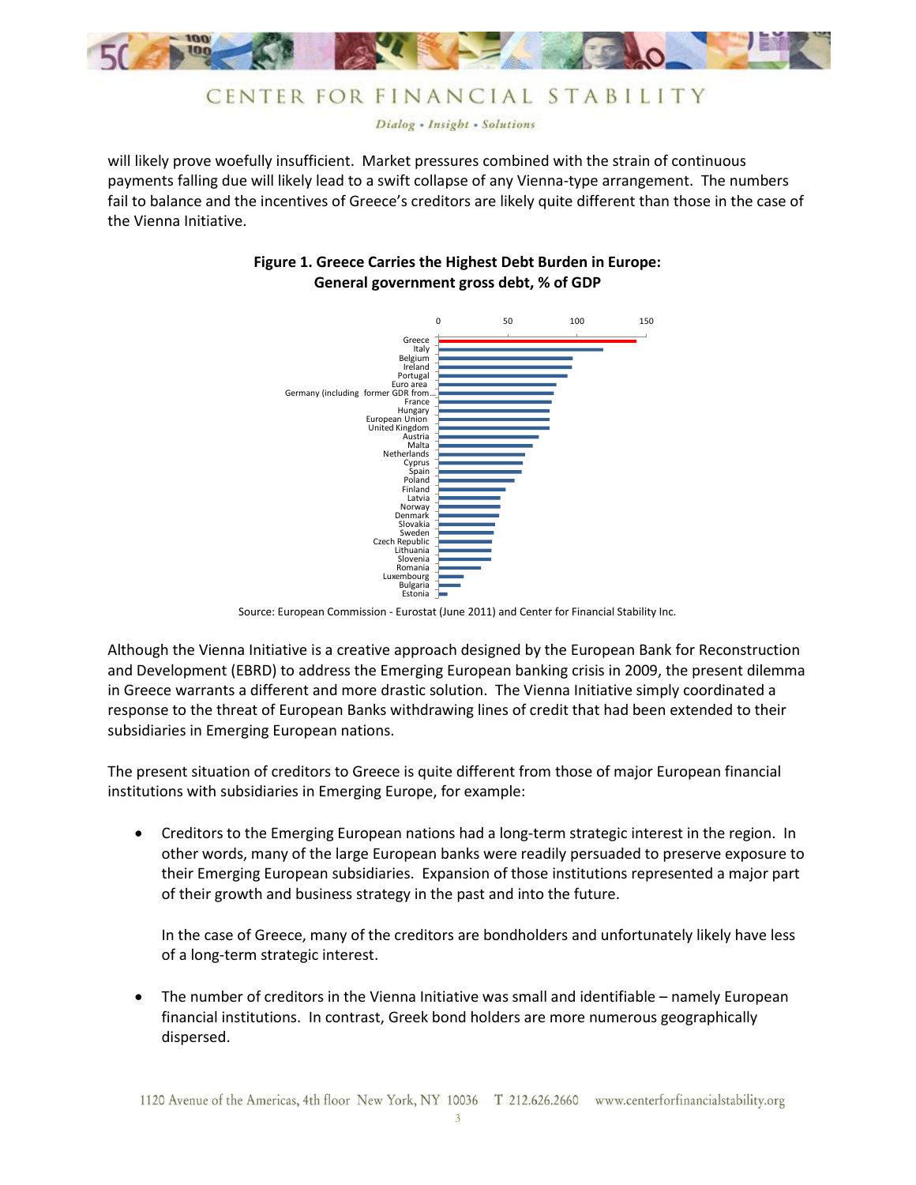will likely prove woefully insufficient. Market pressures combined with the strain of continuous payments falling due will likely lead to a swift collapse of any Vienna-type arrangement. The numbers fail to balance and the incentives of Greece's creditors are likely quite different than those in the case of the Vienna Initiative.

**Figure 1. Greece Carries the Highest Debt Burden in Europe: General government gross debt, % of GDP**

Source: European Commission - Eurostat (June 2011) and Center for Financial Stability Inc.

Although the Vienna Initiative is a creative approach designed by the European Bank for Reconstruction and Development (EBRD) to address the Emerging European banking crisis in 2009, the present dilemma in Greece warrants a different and more drastic solution. The Vienna Initiative simply coordinated a response to the threat of European Banks withdrawing lines of credit that had been extended to their subsidiaries in Emerging European nations.

The present situation of creditors to Greece is quite different from those of major European financial institutions with subsidiaries in Emerging Europe, for example:

- Creditors to the Emerging European nations had a long-term strategic interest in the region. In other words, many of the large European banks were readily persuaded to preserve exposure to their Emerging European subsidiaries. Expansion of those institutions represented a major part of their growth and business strategy in the past and into the future.

  In the case of Greece, many of the creditors are bondholders and unfortunately likely have less of a long-term strategic interest.

- The number of creditors in the Vienna Initiative was small and identifiable – namely European financial institutions. In contrast, Greek bond holders are more numerous geographically dispersed.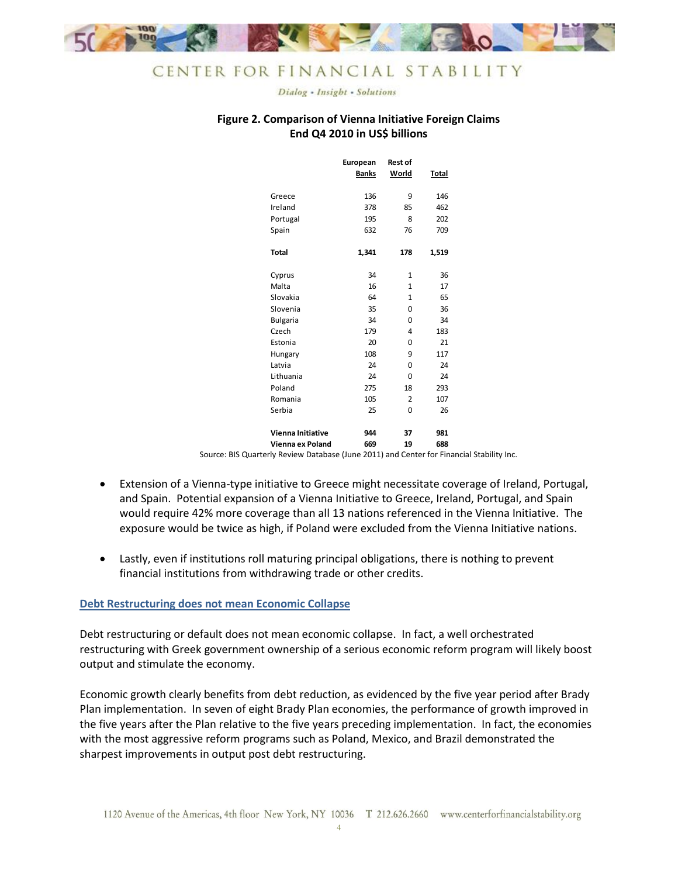**Figure 2. Comparison of Vienna Initiative Foreign Claims**
**End Q4 2010 in US$ billions**

| | European Banks | Rest of World | Total |
|---|---|---|---|
| Greece | 136 | 9 | 146 |
| Ireland | 378 | 85 | 462 |
| Portugal | 195 | 8 | 202 |
| Spain | 632 | 76 | 709 |
| **Total** | **1,341** | **178** | **1,519** |
| Cyprus | 34 | 1 | 36 |
| Malta | 16 | 1 | 17 |
| Slovakia | 64 | 1 | 65 |
| Slovenia | 35 | 0 | 36 |
| Bulgaria | 34 | 0 | 34 |
| Czech | 179 | 4 | 183 |
| Estonia | 20 | 0 | 21 |
| Hungary | 108 | 9 | 117 |
| Latvia | 24 | 0 | 24 |
| Lithuania | 24 | 0 | 24 |
| Poland | 275 | 18 | 293 |
| Romania | 105 | 2 | 107 |
| Serbia | 25 | 0 | 26 |
| **Vienna Initiative** | **944** | **37** | **981** |
| **Vienna ex Poland** | **669** | **19** | **688** |

Source: BIS Quarterly Review Database (June 2011) and Center for Financial Stability Inc.

- Extension of a Vienna-type initiative to Greece might necessitate coverage of Ireland, Portugal, and Spain. Potential expansion of a Vienna Initiative to Greece, Ireland, Portugal, and Spain would require 42% more coverage than all 13 nations referenced in the Vienna Initiative. The exposure would be twice as high, if Poland were excluded from the Vienna Initiative nations.

- Lastly, even if institutions roll maturing principal obligations, there is nothing to prevent financial institutions from withdrawing trade or other credits.

## Debt Restructuring does not mean Economic Collapse

Debt restructuring or default does not mean economic collapse. In fact, a well orchestrated restructuring with Greek government ownership of a serious economic reform program will likely boost output and stimulate the economy.

Economic growth clearly benefits from debt reduction, as evidenced by the five year period after Brady Plan implementation. In seven of eight Brady Plan economies, the performance of growth improved in the five years after the Plan relative to the five years preceding implementation. In fact, the economies with the most aggressive reform programs such as Poland, Mexico, and Brazil demonstrated the sharpest improvements in output post debt restructuring.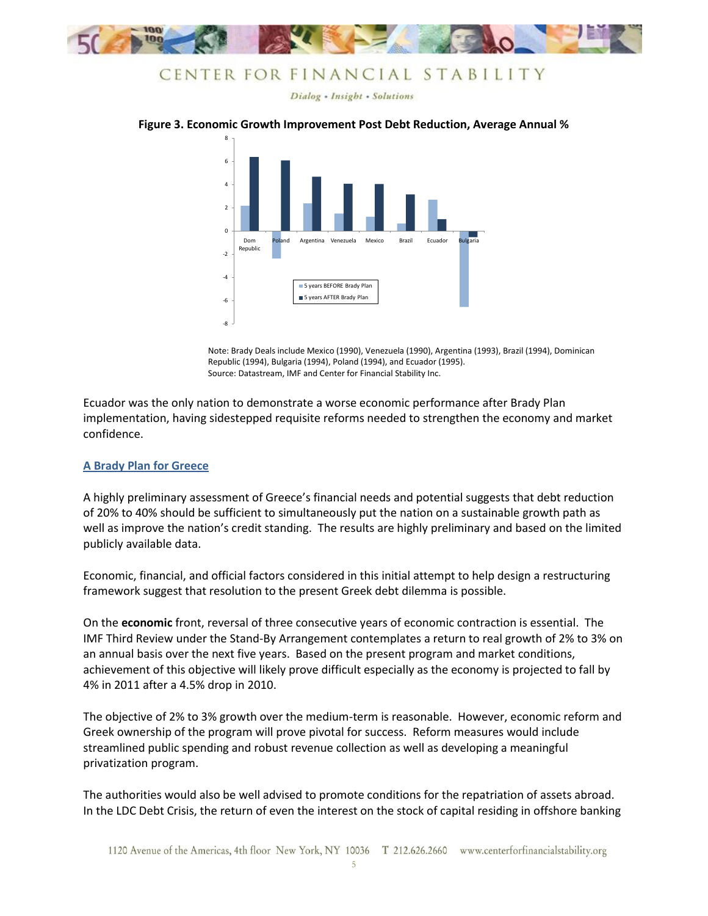**Figure 3. Economic Growth Improvement Post Debt Reduction, Average Annual %**

Note: Brady Deals include Mexico (1990), Venezuela (1990), Argentina (1993), Brazil (1994), Dominican Republic (1994), Bulgaria (1994), Poland (1994), and Ecuador (1995).
Source: Datastream, IMF and Center for Financial Stability Inc.

Ecuador was the only nation to demonstrate a worse economic performance after Brady Plan implementation, having sidestepped requisite reforms needed to strengthen the economy and market confidence.

## A Brady Plan for Greece

A highly preliminary assessment of Greece's financial needs and potential suggests that debt reduction of 20% to 40% should be sufficient to simultaneously put the nation on a sustainable growth path as well as improve the nation's credit standing. The results are highly preliminary and based on the limited publicly available data.

Economic, financial, and official factors considered in this initial attempt to help design a restructuring framework suggest that resolution to the present Greek debt dilemma is possible.

On the **economic** front, reversal of three consecutive years of economic contraction is essential. The IMF Third Review under the Stand-By Arrangement contemplates a return to real growth of 2% to 3% on an annual basis over the next five years. Based on the present program and market conditions, achievement of this objective will likely prove difficult especially as the economy is projected to fall by 4% in 2011 after a 4.5% drop in 2010.

The objective of 2% to 3% growth over the medium-term is reasonable. However, economic reform and Greek ownership of the program will prove pivotal for success. Reform measures would include streamlined public spending and robust revenue collection as well as developing a meaningful privatization program.

The authorities would also be well advised to promote conditions for the repatriation of assets abroad. In the LDC Debt Crisis, the return of even the interest on the stock of capital residing in offshore banking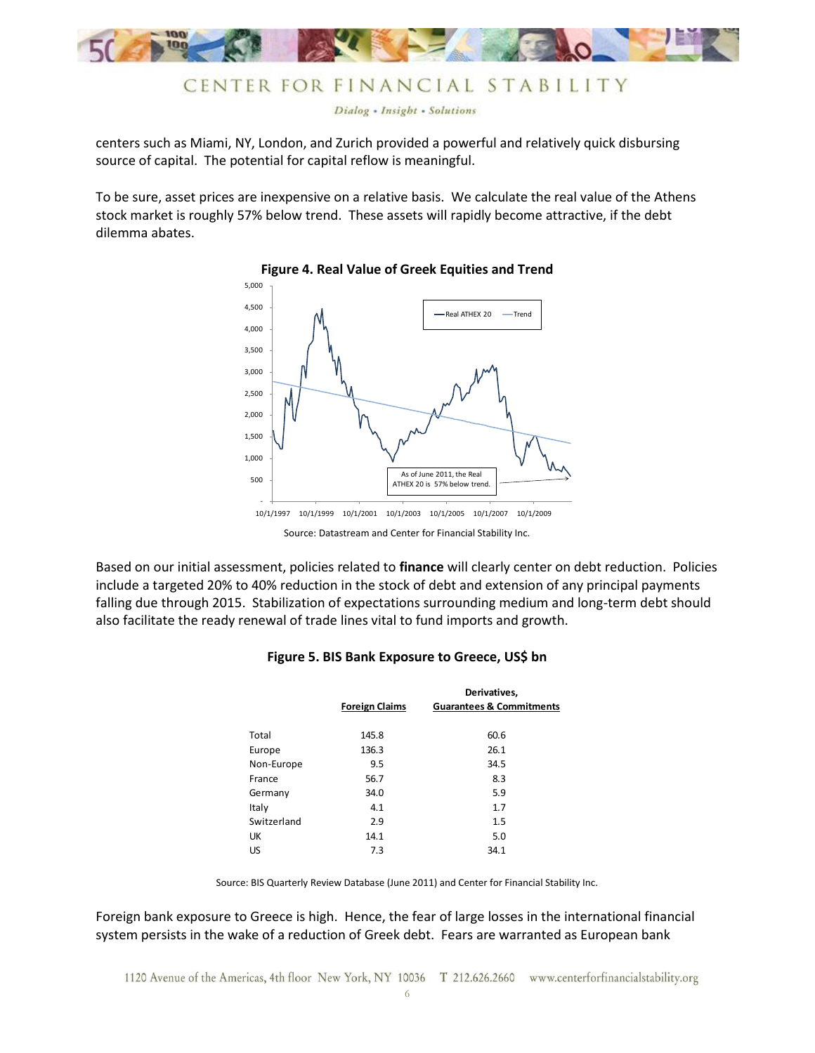centers such as Miami, NY, London, and Zurich provided a powerful and relatively quick disbursing source of capital. The potential for capital reflow is meaningful.

To be sure, asset prices are inexpensive on a relative basis. We calculate the real value of the Athens stock market is roughly 57% below trend. These assets will rapidly become attractive, if the debt dilemma abates.

**Figure 4. Real Value of Greek Equities and Trend**

Source: Datastream and Center for Financial Stability Inc.

Based on our initial assessment, policies related to **finance** will clearly center on debt reduction. Policies include a targeted 20% to 40% reduction in the stock of debt and extension of any principal payments falling due through 2015. Stabilization of expectations surrounding medium and long-term debt should also facilitate the ready renewal of trade lines vital to fund imports and growth.

**Figure 5. BIS Bank Exposure to Greece, US$ bn**

| | Foreign Claims | Derivatives, Guarantees & Commitments |
|---|---|---|
| Total | 145.8 | 60.6 |
| Europe | 136.3 | 26.1 |
| Non-Europe | 9.5 | 34.5 |
| France | 56.7 | 8.3 |
| Germany | 34.0 | 5.9 |
| Italy | 4.1 | 1.7 |
| Switzerland | 2.9 | 1.5 |
| UK | 14.1 | 5.0 |
| US | 7.3 | 34.1 |

Source: BIS Quarterly Review Database (June 2011) and Center for Financial Stability Inc.

Foreign bank exposure to Greece is high. Hence, the fear of large losses in the international financial system persists in the wake of a reduction of Greek debt. Fears are warranted as European bank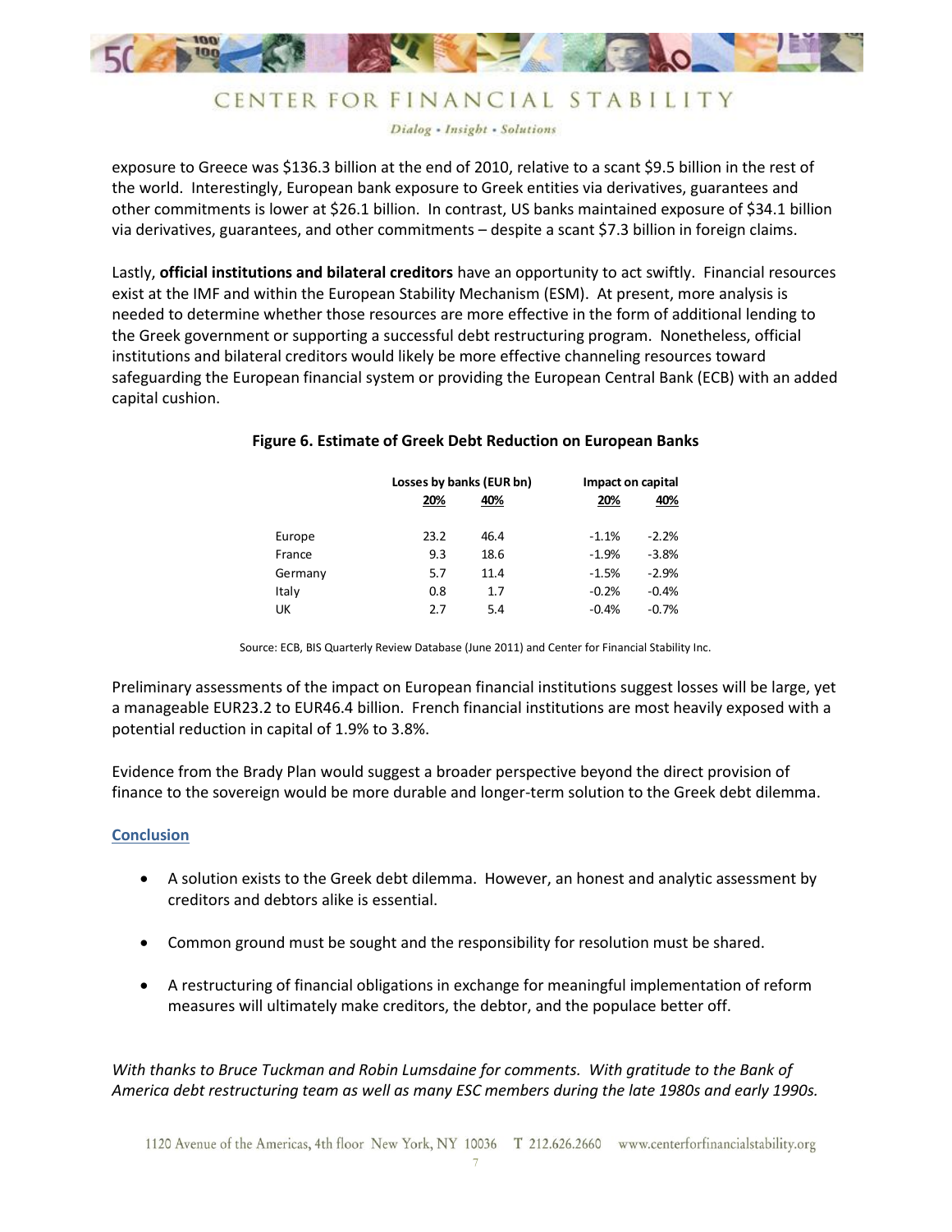exposure to Greece was $136.3 billion at the end of 2010, relative to a scant $9.5 billion in the rest of the world. Interestingly, European bank exposure to Greek entities via derivatives, guarantees and other commitments is lower at $26.1 billion. In contrast, US banks maintained exposure of $34.1 billion via derivatives, guarantees, and other commitments – despite a scant $7.3 billion in foreign claims.

Lastly, **official institutions and bilateral creditors** have an opportunity to act swiftly. Financial resources exist at the IMF and within the European Stability Mechanism (ESM). At present, more analysis is needed to determine whether those resources are more effective in the form of additional lending to the Greek government or supporting a successful debt restructuring program. Nonetheless, official institutions and bilateral creditors would likely be more effective channeling resources toward safeguarding the European financial system or providing the European Central Bank (ECB) with an added capital cushion.

**Figure 6. Estimate of Greek Debt Reduction on European Banks**

| | Losses by banks (EUR bn) | | Impact on capital | |
|---|---|---|---|---|
| | 20% | 40% | 20% | 40% |
| Europe | 23.2 | 46.4 | -1.1% | -2.2% |
| France | 9.3 | 18.6 | -1.9% | -3.8% |
| Germany | 5.7 | 11.4 | -1.5% | -2.9% |
| Italy | 0.8 | 1.7 | -0.2% | -0.4% |
| UK | 2.7 | 5.4 | -0.4% | -0.7% |

Source: ECB, BIS Quarterly Review Database (June 2011) and Center for Financial Stability Inc.

Preliminary assessments of the impact on European financial institutions suggest losses will be large, yet a manageable EUR23.2 to EUR46.4 billion. French financial institutions are most heavily exposed with a potential reduction in capital of 1.9% to 3.8%.

Evidence from the Brady Plan would suggest a broader perspective beyond the direct provision of finance to the sovereign would be more durable and longer-term solution to the Greek debt dilemma.

## Conclusion

- A solution exists to the Greek debt dilemma. However, an honest and analytic assessment by creditors and debtors alike is essential.
- Common ground must be sought and the responsibility for resolution must be shared.
- A restructuring of financial obligations in exchange for meaningful implementation of reform measures will ultimately make creditors, the debtor, and the populace better off.

*With thanks to Bruce Tuckman and Robin Lumsdaine for comments. With gratitude to the Bank of America debt restructuring team as well as many ESC members during the late 1980s and early 1990s.*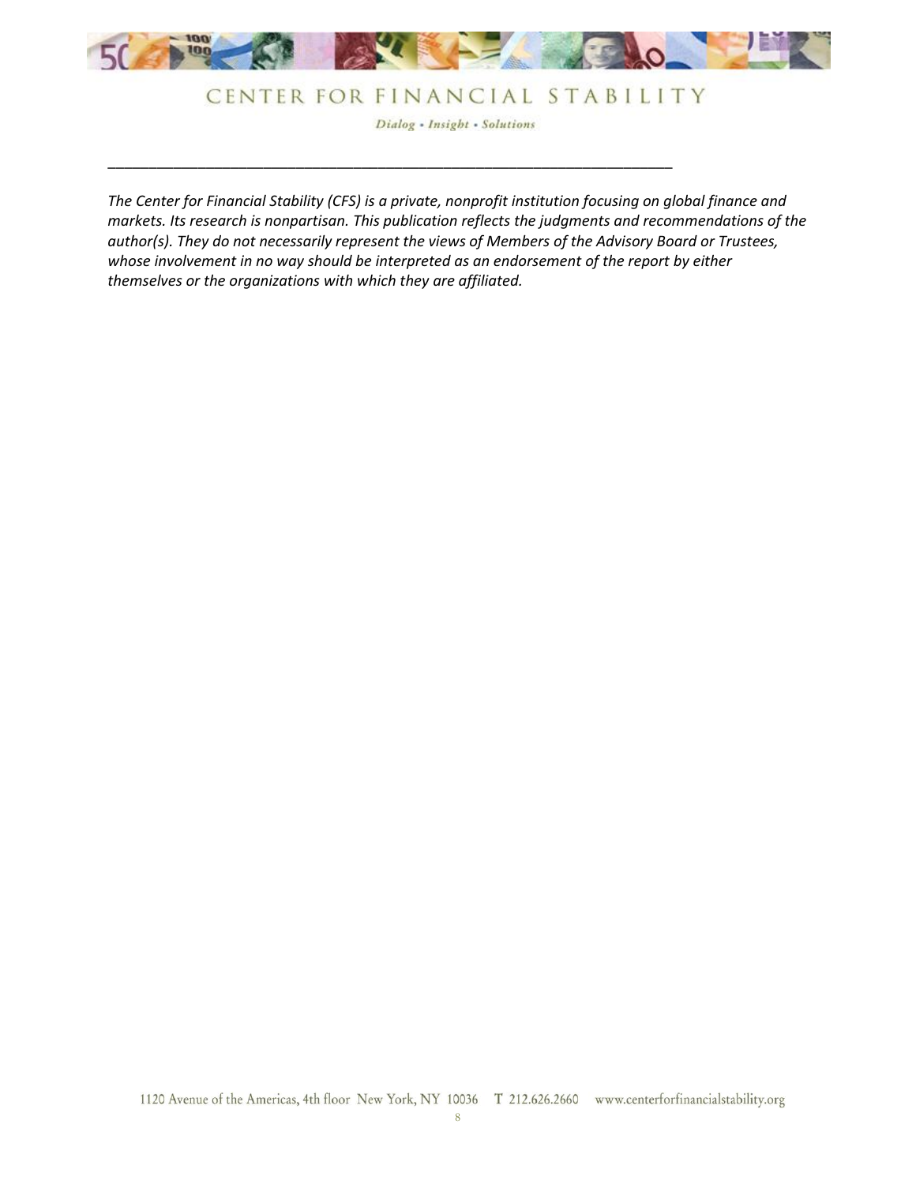*The Center for Financial Stability (CFS) is a private, nonprofit institution focusing on global finance and markets. Its research is nonpartisan. This publication reflects the judgments and recommendations of the author(s). They do not necessarily represent the views of Members of the Advisory Board or Trustees, whose involvement in no way should be interpreted as an endorsement of the report by either themselves or the organizations with which they are affiliated.*